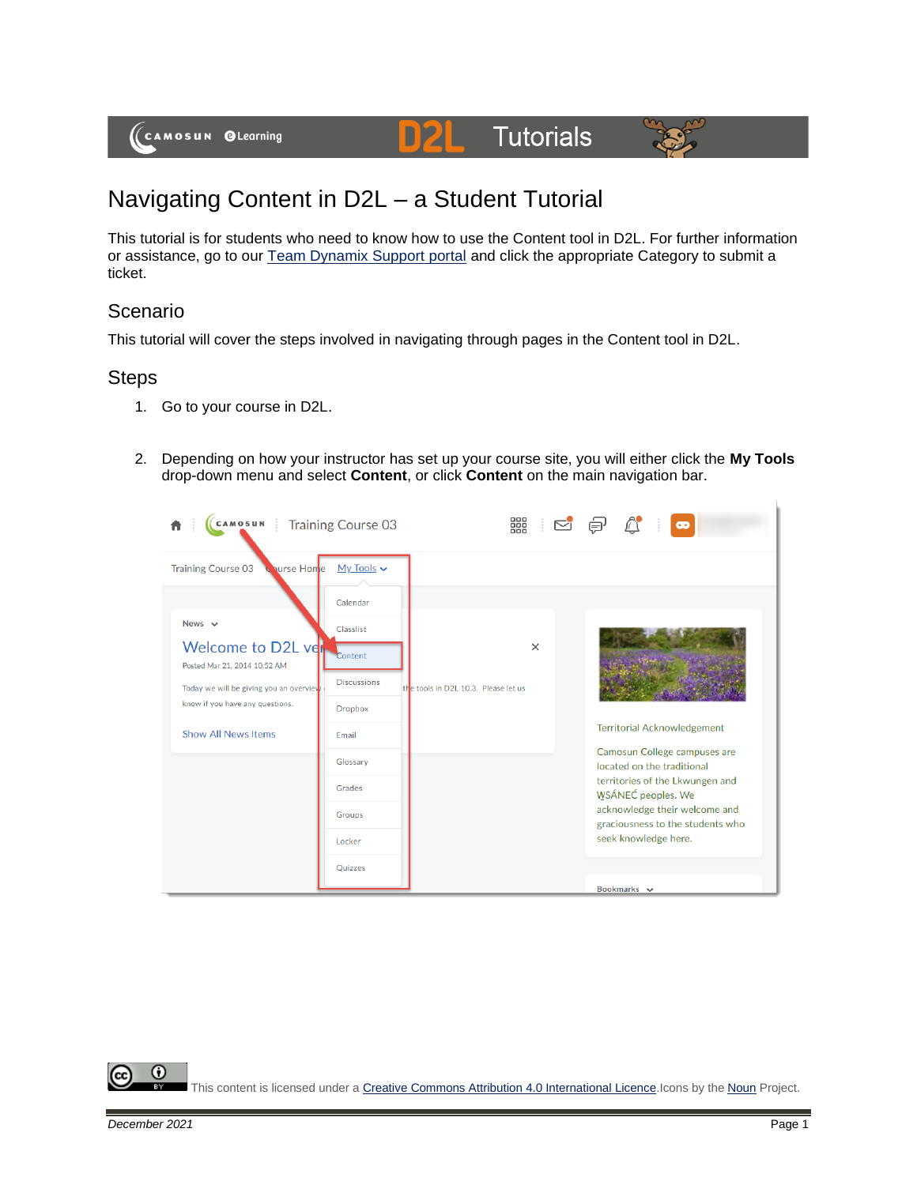# Navigating Content in D2L – a Student Tutorial

This tutorial is for students who need to know how to use the Content tool in D2L. For further information or assistance, go to our [Team Dynamix Support portal](#) and click the appropriate Category to submit a ticket.

## Scenario

This tutorial will cover the steps involved in navigating through pages in the Content tool in D2L.

## Steps

1. Go to your course in D2L.

2. Depending on how your instructor has set up your course site, you will either click the **My Tools** drop-down menu and select **Content**, or click **Content** on the main navigation bar.

This content is licensed under a [Creative Commons Attribution 4.0 International Licence](#).Icons by the [Noun](#) Project.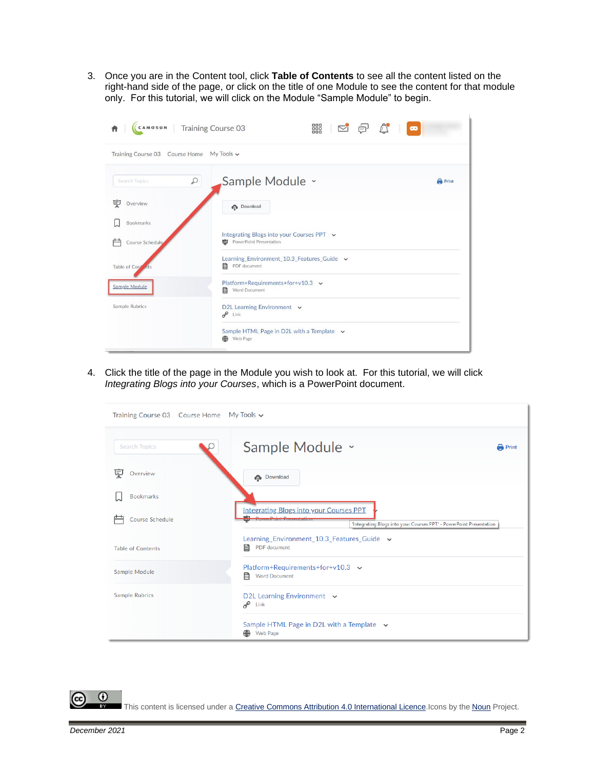3. Once you are in the Content tool, click **Table of Contents** to see all the content listed on the right-hand side of the page, or click on the title of one Module to see the content for that module only. For this tutorial, we will click on the Module "Sample Module" to begin.

4. Click the title of the page in the Module you wish to look at. For this tutorial, we will click *Integrating Blogs into your Courses*, which is a PowerPoint document.

This content is licensed under a [Creative Commons Attribution 4.0 International Licence](). Icons by the [Noun]() Project.

*December 2021*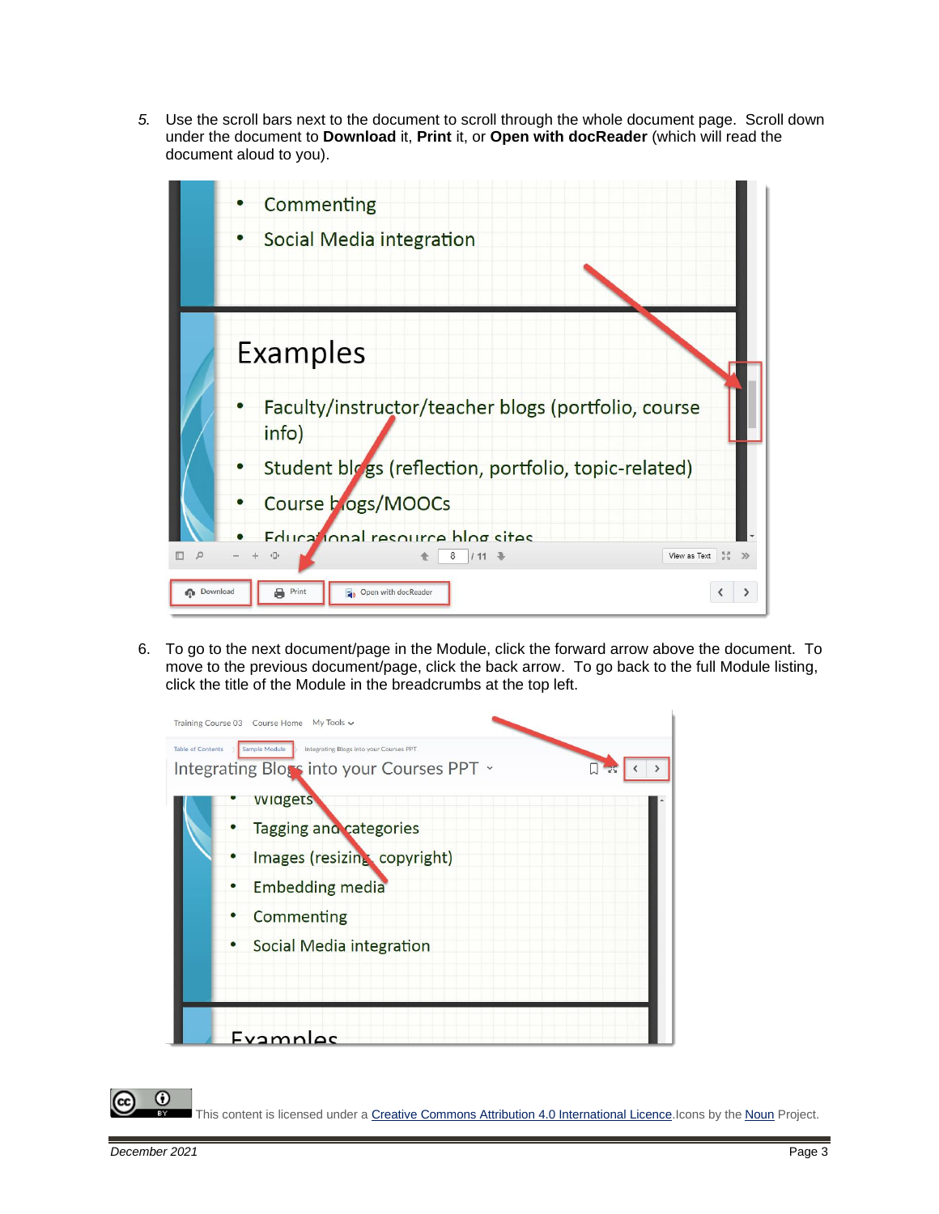5. Use the scroll bars next to the document to scroll through the whole document page. Scroll down under the document to **Download** it, **Print** it, or **Open with docReader** (which will read the document aloud to you).

6. To go to the next document/page in the Module, click the forward arrow above the document. To move to the previous document/page, click the back arrow. To go back to the full Module listing, click the title of the Module in the breadcrumbs at the top left.

This content is licensed under a Creative Commons Attribution 4.0 International Licence. Icons by the Noun Project.

December 2021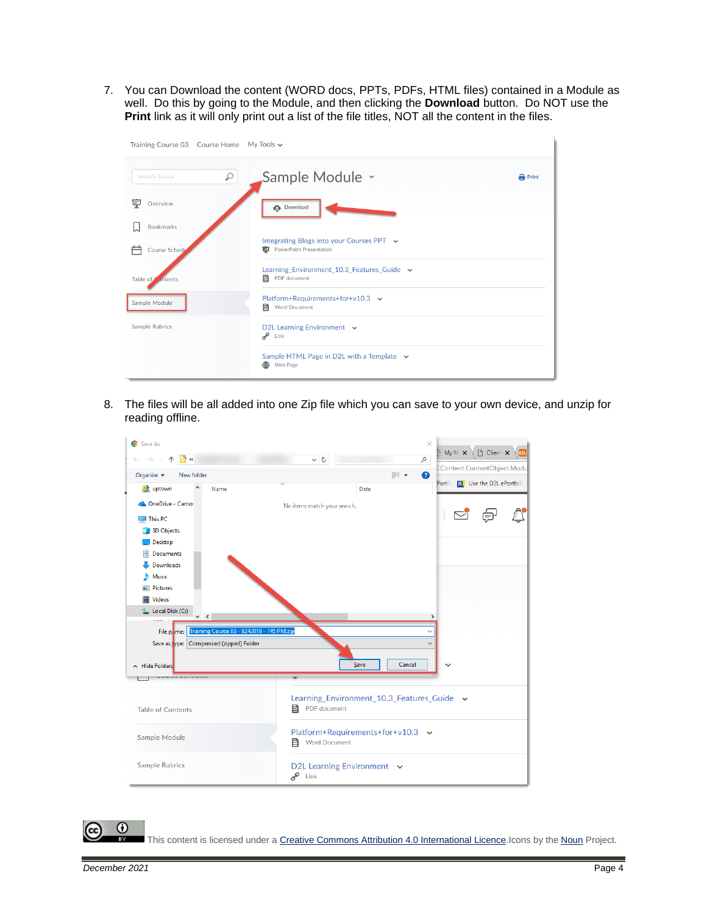7. You can Download the content (WORD docs, PPTs, PDFs, HTML files) contained in a Module as well. Do this by going to the Module, and then clicking the **Download** button. Do NOT use the **Print** link as it will only print out a list of the file titles, NOT all the content in the files.

8. The files will be all added into one Zip file which you can save to your own device, and unzip for reading offline.

This content is licensed under a Creative Commons Attribution 4.0 International Licence. Icons by the Noun Project.

December 2021